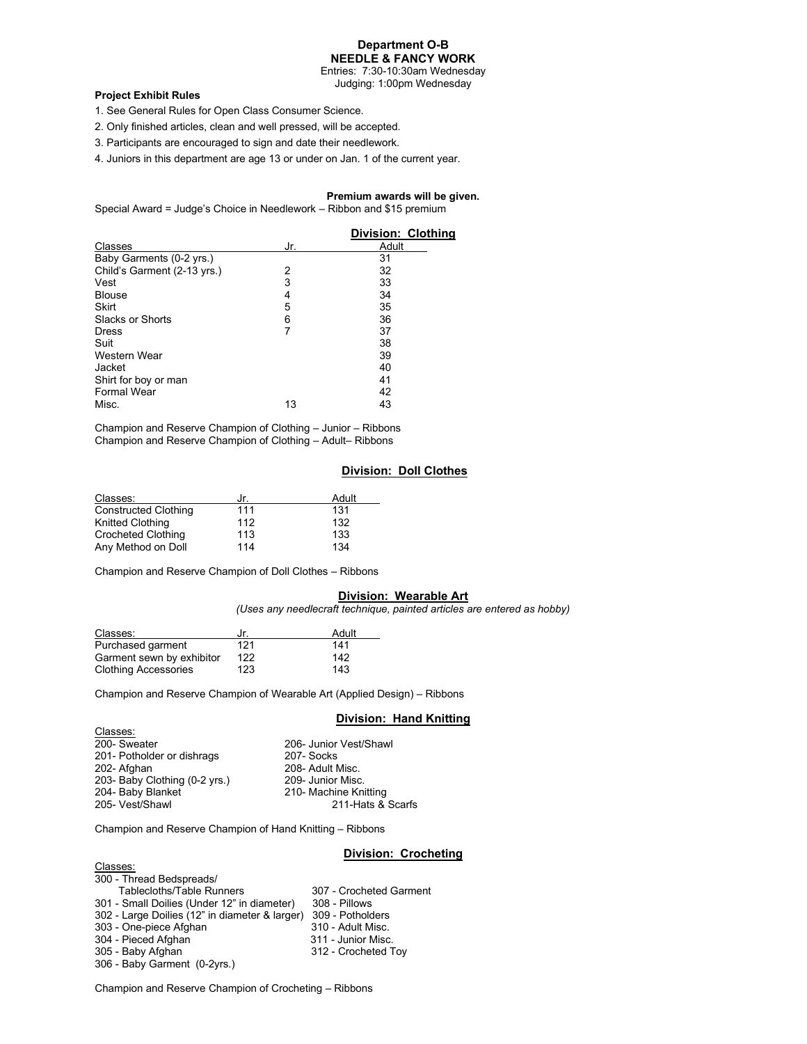# Department O-B
## NEEDLE & FANCY WORK

Entries: 7:30-10:30am Wednesday
Judging: 1:00pm Wednesday

**Project Exhibit Rules**

1. See General Rules for Open Class Consumer Science.
2. Only finished articles, clean and well pressed, will be accepted.
3. Participants are encouraged to sign and date their needlework.
4. Juniors in this department are age 13 or under on Jan. 1 of the current year.

**Premium awards will be given.**

Special Award = Judge's Choice in Needlework – Ribbon and $15 premium

### Division: Clothing

| Classes | Jr. | Adult |
|---|---|---|
| Baby Garments (0-2 yrs.) | | 31 |
| Child's Garment (2-13 yrs.) | 2 | 32 |
| Vest | 3 | 33 |
| Blouse | 4 | 34 |
| Skirt | 5 | 35 |
| Slacks or Shorts | 6 | 36 |
| Dress | 7 | 37 |
| Suit | | 38 |
| Western Wear | | 39 |
| Jacket | | 40 |
| Shirt for boy or man | | 41 |
| Formal Wear | | 42 |
| Misc. | 13 | 43 |

Champion and Reserve Champion of Clothing – Junior – Ribbons
Champion and Reserve Champion of Clothing – Adult– Ribbons

### Division: Doll Clothes

| Classes: | Jr. | Adult |
|---|---|---|
| Constructed Clothing | 111 | 131 |
| Knitted Clothing | 112 | 132 |
| Crocheted Clothing | 113 | 133 |
| Any Method on Doll | 114 | 134 |

Champion and Reserve Champion of Doll Clothes – Ribbons

### Division: Wearable Art

*(Uses any needlecraft technique, painted articles are entered as hobby)*

| Classes: | Jr. | Adult |
|---|---|---|
| Purchased garment | 121 | 141 |
| Garment sewn by exhibitor | 122 | 142 |
| Clothing Accessories | 123 | 143 |

Champion and Reserve Champion of Wearable Art (Applied Design) – Ribbons

### Division: Hand Knitting

Classes:

- 200- Sweater
- 201- Potholder or dishrags
- 202- Afghan
- 203- Baby Clothing (0-2 yrs.)
- 204- Baby Blanket
- 205- Vest/Shawl
- 206- Junior Vest/Shawl
- 207- Socks
- 208- Adult Misc.
- 209- Junior Misc.
- 210- Machine Knitting
- 211-Hats & Scarfs

Champion and Reserve Champion of Hand Knitting – Ribbons

### Division: Crocheting

Classes:

- 300 - Thread Bedspreads/ Tablecloths/Table Runners
- 301 - Small Doilies (Under 12" in diameter)
- 302 - Large Doilies (12" in diameter & larger)
- 303 - One-piece Afghan
- 304 - Pieced Afghan
- 305 - Baby Afghan
- 306 - Baby Garment (0-2yrs.)
- 307 - Crocheted Garment
- 308 - Pillows
- 309 - Potholders
- 310 - Adult Misc.
- 311 - Junior Misc.
- 312 - Crocheted Toy

Champion and Reserve Champion of Crocheting – Ribbons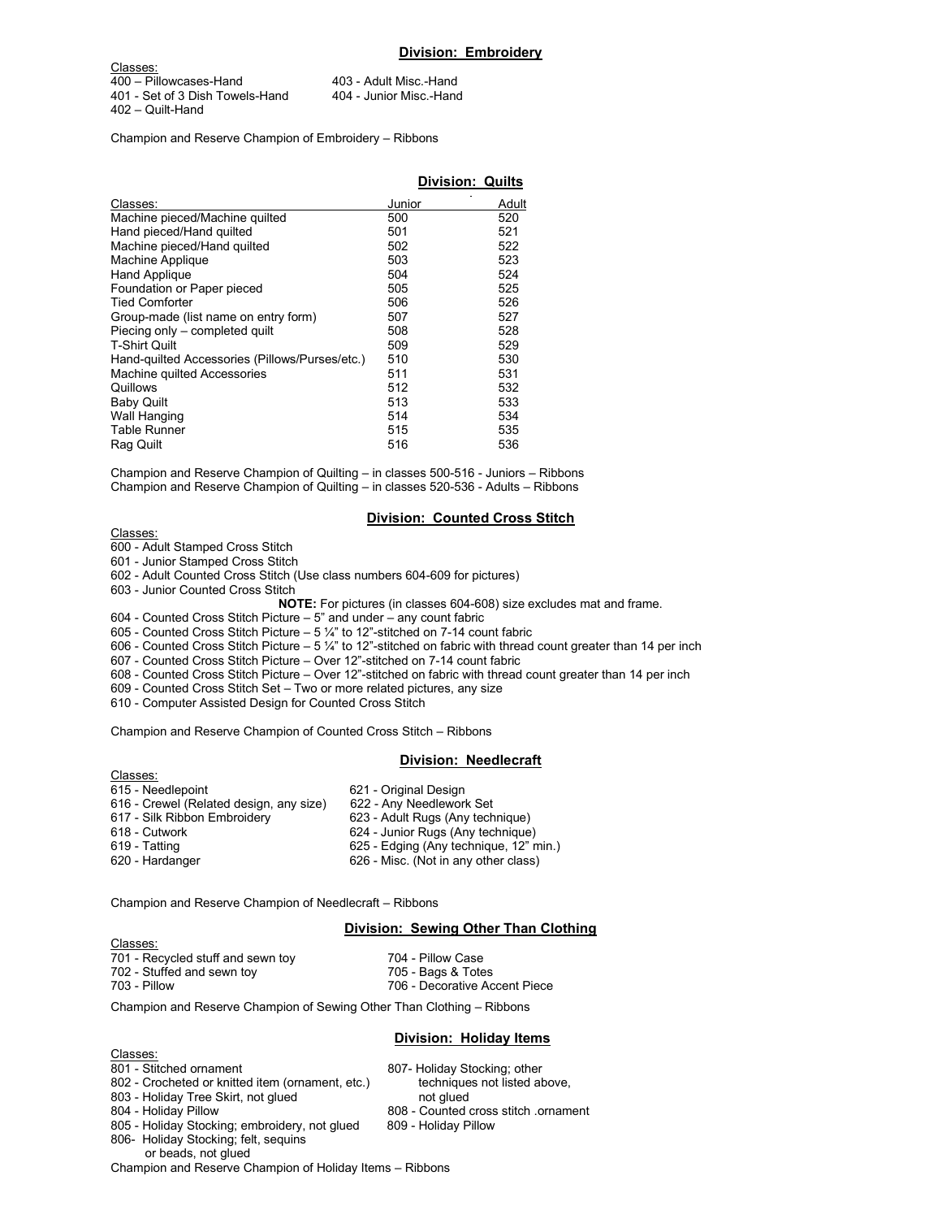## Division: Embroidery

Classes:

400 – Pillowcases-Hand
401 - Set of 3 Dish Towels-Hand
402 – Quilt-Hand
403 - Adult Misc.-Hand
404 - Junior Misc.-Hand

Champion and Reserve Champion of Embroidery – Ribbons

## Division: Quilts

| Classes: | Junior | Adult |
|---|---|---|
| Machine pieced/Machine quilted | 500 | 520 |
| Hand pieced/Hand quilted | 501 | 521 |
| Machine pieced/Hand quilted | 502 | 522 |
| Machine Applique | 503 | 523 |
| Hand Applique | 504 | 524 |
| Foundation or Paper pieced | 505 | 525 |
| Tied Comforter | 506 | 526 |
| Group-made (list name on entry form) | 507 | 527 |
| Piecing only – completed quilt | 508 | 528 |
| T-Shirt Quilt | 509 | 529 |
| Hand-quilted Accessories (Pillows/Purses/etc.) | 510 | 530 |
| Machine quilted Accessories | 511 | 531 |
| Quillows | 512 | 532 |
| Baby Quilt | 513 | 533 |
| Wall Hanging | 514 | 534 |
| Table Runner | 515 | 535 |
| Rag Quilt | 516 | 536 |

Champion and Reserve Champion of Quilting – in classes 500-516 - Juniors – Ribbons
Champion and Reserve Champion of Quilting – in classes 520-536 - Adults – Ribbons

## Division: Counted Cross Stitch

Classes:

600 - Adult Stamped Cross Stitch
601 - Junior Stamped Cross Stitch
602 - Adult Counted Cross Stitch (Use class numbers 604-609 for pictures)
603 - Junior Counted Cross Stitch

**NOTE:** For pictures (in classes 604-608) size excludes mat and frame.

604 - Counted Cross Stitch Picture – 5" and under – any count fabric
605 - Counted Cross Stitch Picture – 5 ¼" to 12"-stitched on 7-14 count fabric
606 - Counted Cross Stitch Picture – 5 ¼" to 12"-stitched on fabric with thread count greater than 14 per inch
607 - Counted Cross Stitch Picture – Over 12"-stitched on 7-14 count fabric
608 - Counted Cross Stitch Picture – Over 12"-stitched on fabric with thread count greater than 14 per inch
609 - Counted Cross Stitch Set – Two or more related pictures, any size
610 - Computer Assisted Design for Counted Cross Stitch

Champion and Reserve Champion of Counted Cross Stitch – Ribbons

## Division: Needlecraft

Classes:

615 - Needlepoint
616 - Crewel (Related design, any size)
617 - Silk Ribbon Embroidery
618 - Cutwork
619 - Tatting
620 - Hardanger
621 - Original Design
622 - Any Needlework Set
623 - Adult Rugs (Any technique)
624 - Junior Rugs (Any technique)
625 - Edging (Any technique, 12" min.)
626 - Misc. (Not in any other class)

Champion and Reserve Champion of Needlecraft – Ribbons

## Division: Sewing Other Than Clothing

Classes:

701 - Recycled stuff and sewn toy
702 - Stuffed and sewn toy
703 - Pillow
704 - Pillow Case
705 - Bags & Totes
706 - Decorative Accent Piece

Champion and Reserve Champion of Sewing Other Than Clothing – Ribbons

## Division: Holiday Items

Classes:

801 - Stitched ornament
802 - Crocheted or knitted item (ornament, etc.)
803 - Holiday Tree Skirt, not glued
804 - Holiday Pillow
805 - Holiday Stocking; embroidery, not glued
806- Holiday Stocking; felt, sequins or beads, not glued
807- Holiday Stocking; other techniques not listed above, not glued
808 - Counted cross stitch .ornament
809 - Holiday Pillow

Champion and Reserve Champion of Holiday Items – Ribbons